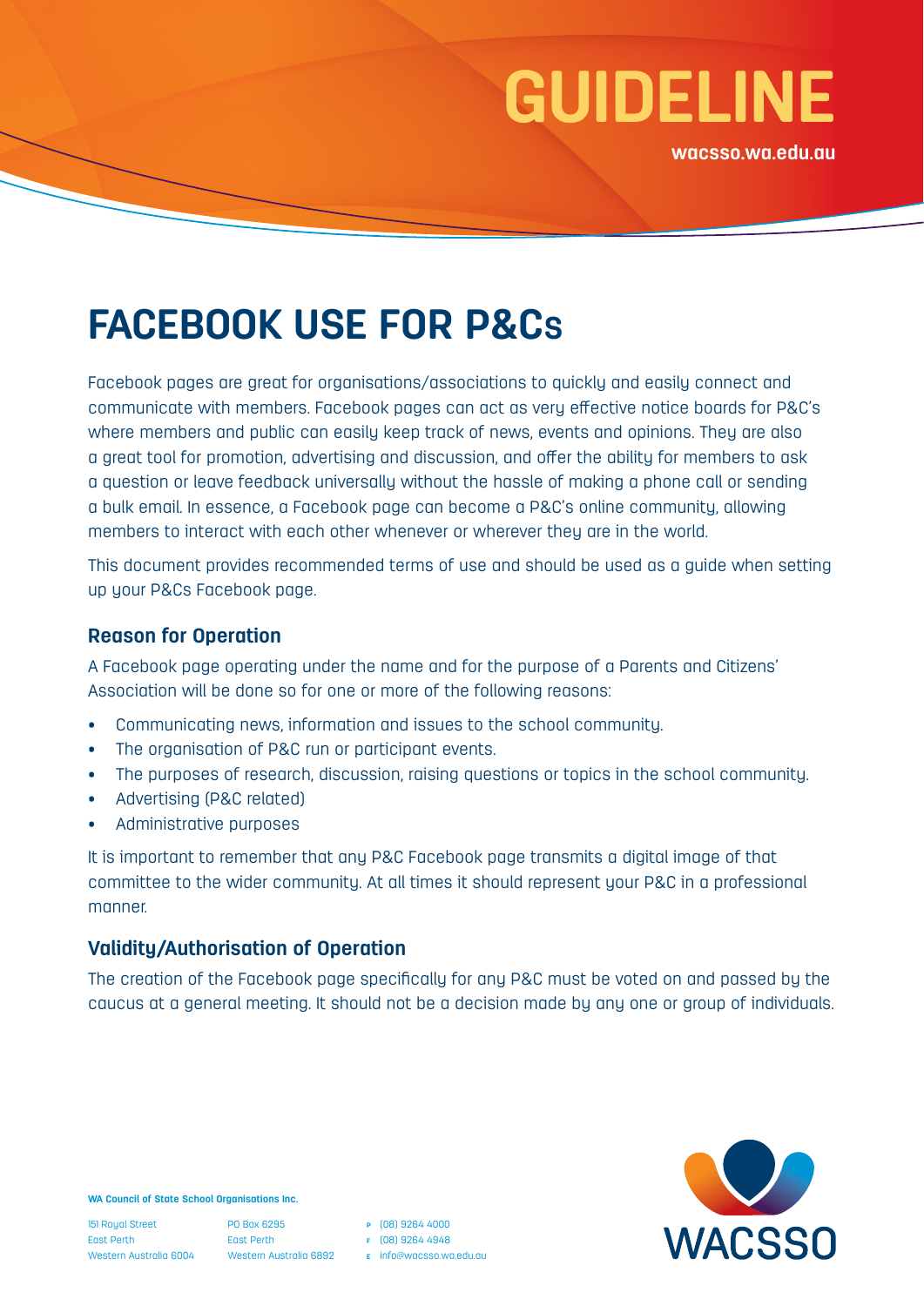# FACEBOOK USE FOR P&Cs

Facebook pages are great for organisations/associations to quickly and easily connect and communicate with members. Facebook pages can act as very effective notice boards for P&C's where members and public can easily keep track of news, events and opinions. They are also a great tool for promotion, advertising and discussion, and offer the ability for members to ask a question or leave feedback universally without the hassle of making a phone call or sending a bulk email. In essence, a Facebook page can become a P&C's online community, allowing members to interact with each other whenever or wherever they are in the world.

This document provides recommended terms of use and should be used as a guide when setting up your P&Cs Facebook page.

## Reason for Operation

A Facebook page operating under the name and for the purpose of a Parents and Citizens' Association will be done so for one or more of the following reasons:

- Communicating news, information and issues to the school community.
- The organisation of P&C run or participant events.
- The purposes of research, discussion, raising questions or topics in the school community.
- Advertising (P&C related)
- Administrative purposes

It is important to remember that any P&C Facebook page transmits a digital image of that committee to the wider community. At all times it should represent your P&C in a professional manner.

## Validity/Authorisation of Operation

The creation of the Facebook page specifically for any P&C must be voted on and passed by the caucus at a general meeting. It should not be a decision made by any one or group of individuals.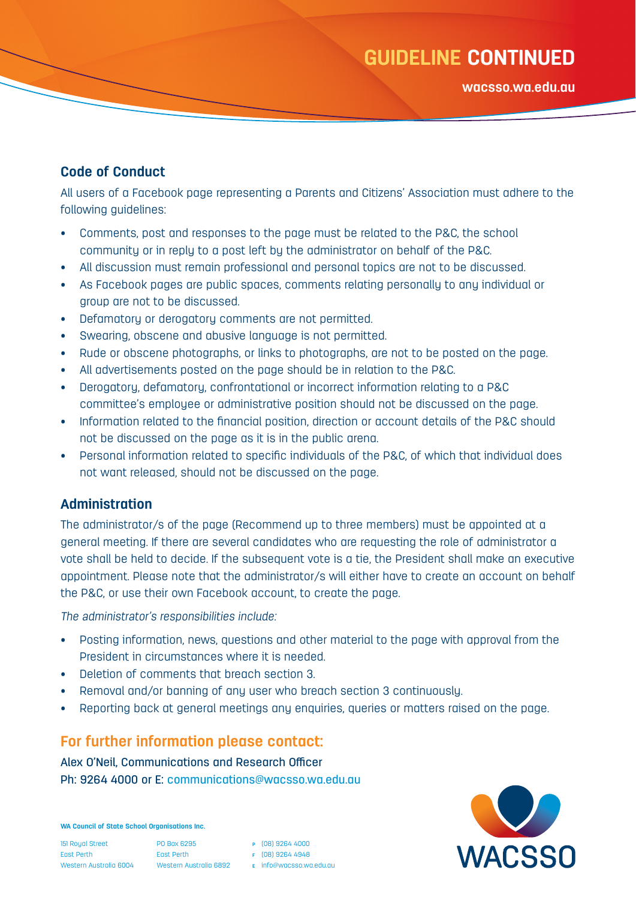# GUIDELINE CONTINUED

wacsso.wa.edu.au

## Code of Conduct

All users of a Facebook page representing a Parents and Citizens' Association must adhere to the following guidelines:

- Comments, post and responses to the page must be related to the P&C, the school community or in reply to a post left by the administrator on behalf of the P&C.
- All discussion must remain professional and personal topics are not to be discussed.
- As Facebook pages are public spaces, comments relating personally to any individual or group are not to be discussed.
- Defamatory or derogatory comments are not permitted.
- Swearing, obscene and abusive language is not permitted.
- Rude or obscene photographs, or links to photographs, are not to be posted on the page.
- All advertisements posted on the page should be in relation to the P&C.
- Derogatory, defamatory, confrontational or incorrect information relating to a P&C committee's employee or administrative position should not be discussed on the page.
- Information related to the financial position, direction or account details of the P&C should not be discussed on the page as it is in the public arena.
- Personal information related to specific individuals of the P&C, of which that individual does not want released, should not be discussed on the page.

## Administration

The administrator/s of the page (Recommend up to three members) must be appointed at a general meeting. If there are several candidates who are requesting the role of administrator a vote shall be held to decide. If the subsequent vote is a tie, the President shall make an executive appointment. Please note that the administrator/s will either have to create an account on behalf the P&C, or use their own Facebook account, to create the page.

*The administrator's responsibilities include:*

- Posting information, news, questions and other material to the page with approval from the President in circumstances where it is needed.
- Deletion of comments that breach section 3.
- Removal and/or banning of any user who breach section 3 continuously.
- Reporting back at general meetings any enquiries, queries or matters raised on the page.

## For further information please contact:

Alex O'Neil, Communications and Research Officer
Ph: 9264 4000 or E: communications@wacsso.wa.edu.au

**WA Council of State School Organisations Inc.**

151 Royal Street
East Perth
Western Australia 6004

PO Box 6295
East Perth
Western Australia 6892

P (08) 9264 4000
F (08) 9264 4948
E info@wacsso.wa.edu.au

WACSSO